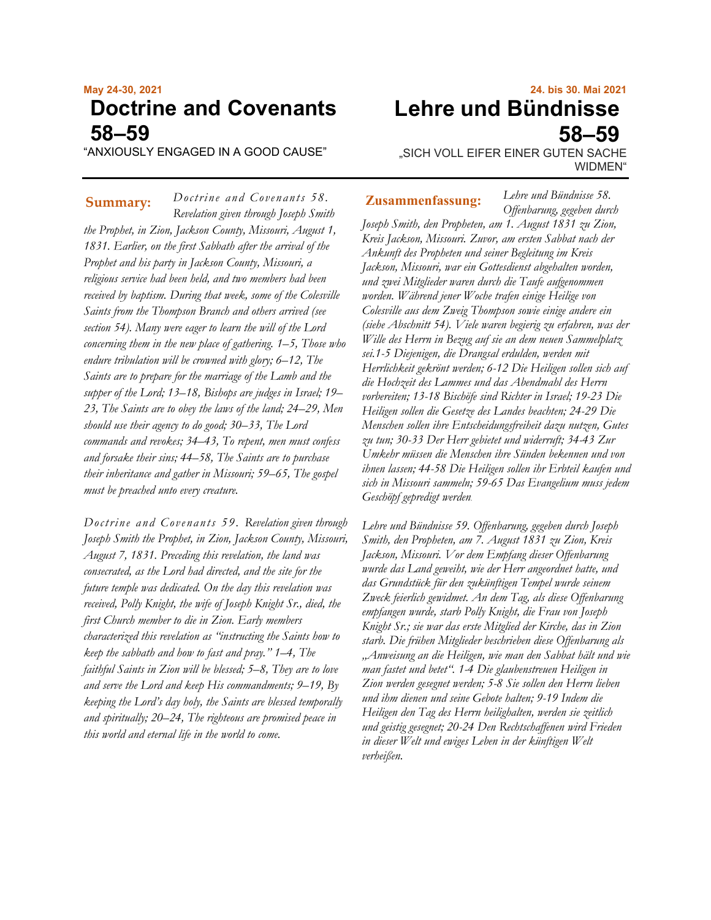**May 24-30, 2021**

# Doctrine and Covenants 58–59

"ANXIOUSLY ENGAGED IN A GOOD CAUSE"

**Summary:** *Doctrine and Covenants 58. Revelation given through Joseph Smith the Prophet, in Zion, Jackson County, Missouri, August 1, 1831. Earlier, on the first Sabbath after the arrival of the Prophet and his party in Jackson County, Missouri, a religious service had been held, and two members had been received by baptism. During that week, some of the Colesville Saints from the Thompson Branch and others arrived (see section 54). Many were eager to learn the will of the Lord concerning them in the new place of gathering. 1–5, Those who endure tribulation will be crowned with glory; 6–12, The Saints are to prepare for the marriage of the Lamb and the supper of the Lord; 13–18, Bishops are judges in Israel; 19–23, The Saints are to obey the laws of the land; 24–29, Men should use their agency to do good; 30–33, The Lord commands and revokes; 34–43, To repent, men must confess and forsake their sins; 44–58, The Saints are to purchase their inheritance and gather in Missouri; 59–65, The gospel must be preached unto every creature.*

*Doctrine and Covenants 59. Revelation given through Joseph Smith the Prophet, in Zion, Jackson County, Missouri, August 7, 1831. Preceding this revelation, the land was consecrated, as the Lord had directed, and the site for the future temple was dedicated. On the day this revelation was received, Polly Knight, the wife of Joseph Knight Sr., died, the first Church member to die in Zion. Early members characterized this revelation as "instructing the Saints how to keep the sabbath and how to fast and pray." 1–4, The faithful Saints in Zion will be blessed; 5–8, They are to love and serve the Lord and keep His commandments; 9–19, By keeping the Lord's day holy, the Saints are blessed temporally and spiritually; 20–24, The righteous are promised peace in this world and eternal life in the world to come.*

**24. bis 30. Mai 2021**

# Lehre und Bündnisse 58–59

„SICH VOLL EIFER EINER GUTEN SACHE WIDMEN"

**Zusammenfassung:** *Lehre und Bündnisse 58. Offenbarung, gegeben durch Joseph Smith, den Propheten, am 1. August 1831 zu Zion, Kreis Jackson, Missouri. Zuvor, am ersten Sabbat nach der Ankunft des Propheten und seiner Begleitung im Kreis Jackson, Missouri, war ein Gottesdienst abgehalten worden, und zwei Mitglieder waren durch die Taufe aufgenommen worden. Während jener Woche trafen einige Heilige von Colesville aus dem Zweig Thompson sowie einige andere ein (siehe Abschnitt 54). Viele waren begierig zu erfahren, was der Wille des Herrn in Bezug auf sie an dem neuen Sammelplatz sei.1-5 Diejenigen, die Drangsal erdulden, werden mit Herrlichkeit gekrönt werden; 6-12 Die Heiligen sollen sich auf die Hochzeit des Lammes und das Abendmahl des Herrn vorbereiten; 13-18 Bischöfe sind Richter in Israel; 19-23 Die Heiligen sollen die Gesetze des Landes beachten; 24-29 Die Menschen sollen ihre Entscheidungsfreiheit dazu nutzen, Gutes zu tun; 30-33 Der Herr gebietet und widerruft; 34-43 Zur Umkehr müssen die Menschen ihre Sünden bekennen und von ihnen lassen; 44-58 Die Heiligen sollen ihr Erbteil kaufen und sich in Missouri sammeln; 59-65 Das Evangelium muss jedem Geschöpf gepredigt werden.*

*Lehre und Bündnisse 59. Offenbarung, gegeben durch Joseph Smith, den Propheten, am 7. August 1831 zu Zion, Kreis Jackson, Missouri. Vor dem Empfang dieser Offenbarung wurde das Land geweiht, wie der Herr angeordnet hatte, und das Grundstück für den zukünftigen Tempel wurde seinem Zweck feierlich gewidmet. An dem Tag, als diese Offenbarung empfangen wurde, starb Polly Knight, die Frau von Joseph Knight Sr.; sie war das erste Mitglied der Kirche, das in Zion starb. Die frühen Mitglieder beschrieben diese Offenbarung als „Anweisung an die Heiligen, wie man den Sabbat hält und wie man fastet und betet". 1-4 Die glaubenstreuen Heiligen in Zion werden gesegnet werden; 5-8 Sie sollen den Herrn lieben und ihm dienen und seine Gebote halten; 9-19 Indem die Heiligen den Tag des Herrn heilighalten, werden sie zeitlich und geistig gesegnet; 20-24 Den Rechtschaffenen wird Frieden in dieser Welt und ewiges Leben in der künftigen Welt verheißen.*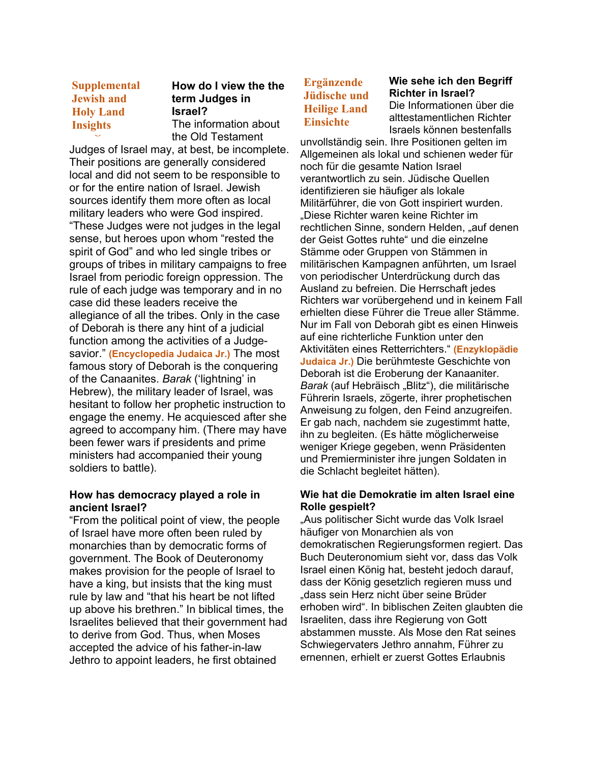**Supplemental Jewish and Holy Land Insights**

### How do I view the the term Judges in Israel?

The information about the Old Testament Judges of Israel may, at best, be incomplete. Their positions are generally considered local and did not seem to be responsible to or for the entire nation of Israel. Jewish sources identify them more often as local military leaders who were God inspired. "These Judges were not judges in the legal sense, but heroes upon whom "rested the spirit of God" and who led single tribes or groups of tribes in military campaigns to free Israel from periodic foreign oppression. The rule of each judge was temporary and in no case did these leaders receive the allegiance of all the tribes. Only in the case of Deborah is there any hint of a judicial function among the activities of a Judge-savior." **(Encyclopedia Judaica Jr.)** The most famous story of Deborah is the conquering of the Canaanites. *Barak* ('lightning' in Hebrew), the military leader of Israel, was hesitant to follow her prophetic instruction to engage the enemy. He acquiesced after she agreed to accompany him. (There may have been fewer wars if presidents and prime ministers had accompanied their young soldiers to battle).

### How has democracy played a role in ancient Israel?

"From the political point of view, the people of Israel have more often been ruled by monarchies than by democratic forms of government. The Book of Deuteronomy makes provision for the people of Israel to have a king, but insists that the king must rule by law and "that his heart be not lifted up above his brethren." In biblical times, the Israelites believed that their government had to derive from God. Thus, when Moses accepted the advice of his father-in-law Jethro to appoint leaders, he first obtained

**Ergänzende Jüdische und Heilige Land Einsichte**

### Wie sehe ich den Begriff Richter in Israel?

Die Informationen über die alttestamentlichen Richter Israels können bestenfalls unvollständig sein. Ihre Positionen gelten im Allgemeinen als lokal und schienen weder für noch für die gesamte Nation Israel verantwortlich zu sein. Jüdische Quellen identifizieren sie häufiger als lokale Militärführer, die von Gott inspiriert wurden. „Diese Richter waren keine Richter im rechtlichen Sinne, sondern Helden, „auf denen der Geist Gottes ruhte" und die einzelne Stämme oder Gruppen von Stämmen in militärischen Kampagnen anführten, um Israel von periodischer Unterdrückung durch das Ausland zu befreien. Die Herrschaft jedes Richters war vorübergehend und in keinem Fall erhielten diese Führer die Treue aller Stämme. Nur im Fall von Deborah gibt es einen Hinweis auf eine richterliche Funktion unter den Aktivitäten eines Retterrichters." **(Enzyklopädie Judaica Jr.)** Die berühmteste Geschichte von Deborah ist die Eroberung der Kanaaniter. *Barak* (auf Hebräisch „Blitz"), die militärische Führerin Israels, zögerte, ihrer prophetischen Anweisung zu folgen, den Feind anzugreifen. Er gab nach, nachdem sie zugestimmt hatte, ihn zu begleiten. (Es hätte möglicherweise weniger Kriege gegeben, wenn Präsidenten und Premierminister ihre jungen Soldaten in die Schlacht begleitet hätten).

### Wie hat die Demokratie im alten Israel eine Rolle gespielt?

„Aus politischer Sicht wurde das Volk Israel häufiger von Monarchien als von demokratischen Regierungsformen regiert. Das Buch Deuteronomium sieht vor, dass das Volk Israel einen König hat, besteht jedoch darauf, dass der König gesetzlich regieren muss und „dass sein Herz nicht über seine Brüder erhoben wird". In biblischen Zeiten glaubten die Israeliten, dass ihre Regierung von Gott abstammen musste. Als Mose den Rat seines Schwiegervaters Jethro annahm, Führer zu ernennen, erhielt er zuerst Gottes Erlaubnis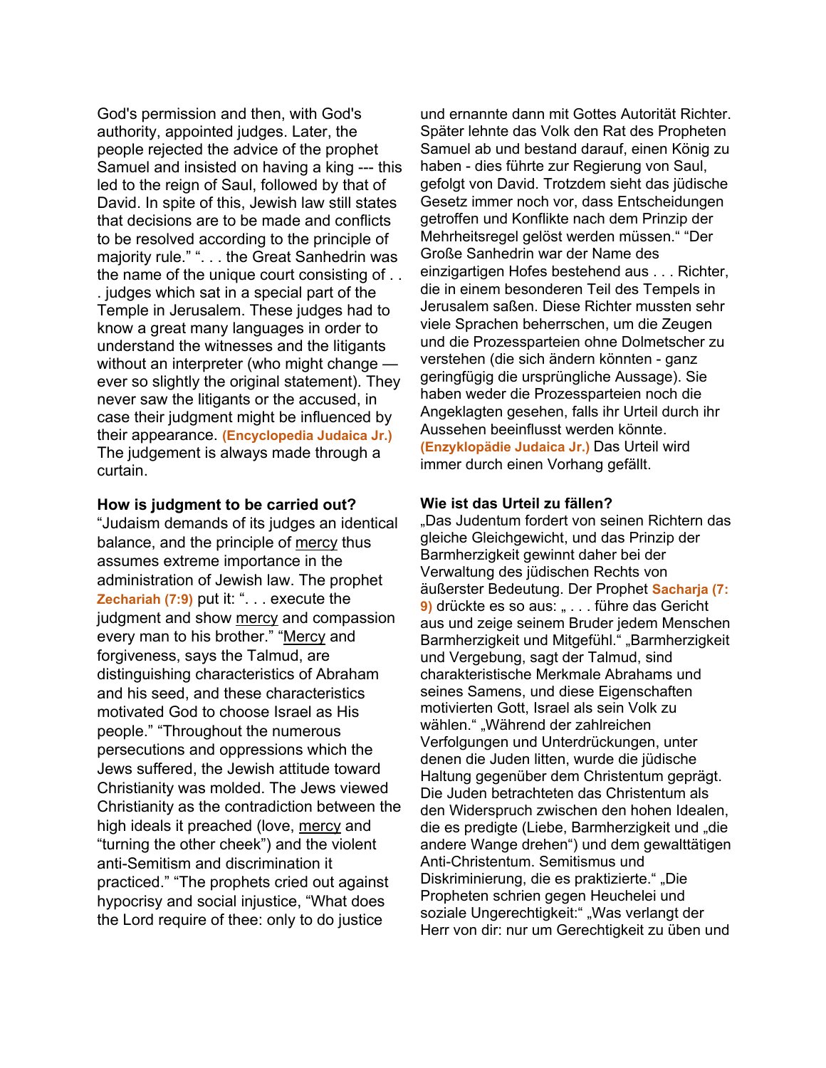God's permission and then, with God's authority, appointed judges. Later, the people rejected the advice of the prophet Samuel and insisted on having a king --- this led to the reign of Saul, followed by that of David. In spite of this, Jewish law still states that decisions are to be made and conflicts to be resolved according to the principle of majority rule." ". . . the Great Sanhedrin was the name of the unique court consisting of . . . judges which sat in a special part of the Temple in Jerusalem. These judges had to know a great many languages in order to understand the witnesses and the litigants without an interpreter (who might change — ever so slightly the original statement). They never saw the litigants or the accused, in case their judgment might be influenced by their appearance. **(Encyclopedia Judaica Jr.)** The judgement is always made through a curtain.

**How is judgment to be carried out?**

"Judaism demands of its judges an identical balance, and the principle of mercy thus assumes extreme importance in the administration of Jewish law. The prophet **Zechariah (7:9)** put it: ". . . execute the judgment and show mercy and compassion every man to his brother." "Mercy and forgiveness, says the Talmud, are distinguishing characteristics of Abraham and his seed, and these characteristics motivated God to choose Israel as His people." "Throughout the numerous persecutions and oppressions which the Jews suffered, the Jewish attitude toward Christianity was molded. The Jews viewed Christianity as the contradiction between the high ideals it preached (love, mercy and "turning the other cheek") and the violent anti-Semitism and discrimination it practiced." "The prophets cried out against hypocrisy and social injustice, "What does the Lord require of thee: only to do justice

und ernannte dann mit Gottes Autorität Richter. Später lehnte das Volk den Rat des Propheten Samuel ab und bestand darauf, einen König zu haben - dies führte zur Regierung von Saul, gefolgt von David. Trotzdem sieht das jüdische Gesetz immer noch vor, dass Entscheidungen getroffen und Konflikte nach dem Prinzip der Mehrheitsregel gelöst werden müssen." "Der Große Sanhedrin war der Name des einzigartigen Hofes bestehend aus . . . Richter, die in einem besonderen Teil des Tempels in Jerusalem saßen. Diese Richter mussten sehr viele Sprachen beherrschen, um die Zeugen und die Prozessparteien ohne Dolmetscher zu verstehen (die sich ändern könnten - ganz geringfügig die ursprüngliche Aussage). Sie haben weder die Prozessparteien noch die Angeklagten gesehen, falls ihr Urteil durch ihr Aussehen beeinflusst werden könnte. **(Enzyklopädie Judaica Jr.)** Das Urteil wird immer durch einen Vorhang gefällt.

**Wie ist das Urteil zu fällen?**

„Das Judentum fordert von seinen Richtern das gleiche Gleichgewicht, und das Prinzip der Barmherzigkeit gewinnt daher bei der Verwaltung des jüdischen Rechts von äußerster Bedeutung. Der Prophet **Sacharja (7: 9)** drückte es so aus: „ . . . führe das Gericht aus und zeige seinem Bruder jedem Menschen Barmherzigkeit und Mitgefühl." „Barmherzigkeit und Vergebung, sagt der Talmud, sind charakteristische Merkmale Abrahams und seines Samens, und diese Eigenschaften motivierten Gott, Israel als sein Volk zu wählen." „Während der zahlreichen Verfolgungen und Unterdrückungen, unter denen die Juden litten, wurde die jüdische Haltung gegenüber dem Christentum geprägt. Die Juden betrachteten das Christentum als den Widerspruch zwischen den hohen Idealen, die es predigte (Liebe, Barmherzigkeit und „die andere Wange drehen") und dem gewalttätigen Anti-Christentum. Semitismus und Diskriminierung, die es praktizierte." „Die Propheten schrien gegen Heuchelei und soziale Ungerechtigkeit:" „Was verlangt der Herr von dir: nur um Gerechtigkeit zu üben und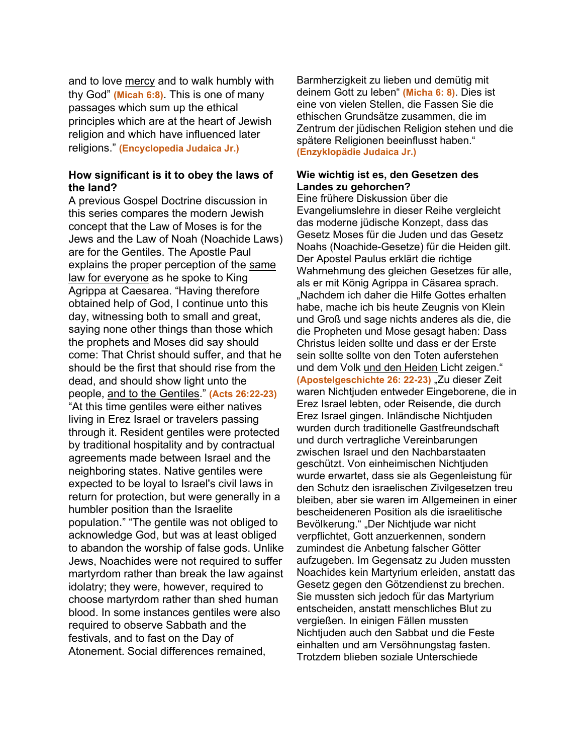and to love mercy and to walk humbly with thy God" **(Micah 6:8)**. This is one of many passages which sum up the ethical principles which are at the heart of Jewish religion and which have influenced later religions." **(Encyclopedia Judaica Jr.)**

**How significant is it to obey the laws of the land?**

A previous Gospel Doctrine discussion in this series compares the modern Jewish concept that the Law of Moses is for the Jews and the Law of Noah (Noachide Laws) are for the Gentiles. The Apostle Paul explains the proper perception of the same law for everyone as he spoke to King Agrippa at Caesarea. "Having therefore obtained help of God, I continue unto this day, witnessing both to small and great, saying none other things than those which the prophets and Moses did say should come: That Christ should suffer, and that he should be the first that should rise from the dead, and should show light unto the people, and to the Gentiles." **(Acts 26:22-23)** "At this time gentiles were either natives living in Erez Israel or travelers passing through it. Resident gentiles were protected by traditional hospitality and by contractual agreements made between Israel and the neighboring states. Native gentiles were expected to be loyal to Israel's civil laws in return for protection, but were generally in a humbler position than the Israelite population." "The gentile was not obliged to acknowledge God, but was at least obliged to abandon the worship of false gods. Unlike Jews, Noachides were not required to suffer martyrdom rather than break the law against idolatry; they were, however, required to choose martyrdom rather than shed human blood. In some instances gentiles were also required to observe Sabbath and the festivals, and to fast on the Day of Atonement. Social differences remained,

Barmherzigkeit zu lieben und demütig mit deinem Gott zu leben" **(Micha 6: 8)**. Dies ist eine von vielen Stellen, die Fassen Sie die ethischen Grundsätze zusammen, die im Zentrum der jüdischen Religion stehen und die spätere Religionen beeinflusst haben." **(Enzyklopädie Judaica Jr.)**

**Wie wichtig ist es, den Gesetzen des Landes zu gehorchen?**

Eine frühere Diskussion über die Evangeliumslehre in dieser Reihe vergleicht das moderne jüdische Konzept, dass das Gesetz Moses für die Juden und das Gesetz Noahs (Noachide-Gesetze) für die Heiden gilt. Der Apostel Paulus erklärt die richtige Wahrnehmung des gleichen Gesetzes für alle, als er mit König Agrippa in Cäsarea sprach. „Nachdem ich daher die Hilfe Gottes erhalten habe, mache ich bis heute Zeugnis von Klein und Groß und sage nichts anderes als die, die die Propheten und Mose gesagt haben: Dass Christus leiden sollte und dass er der Erste sein sollte sollte von den Toten auferstehen und dem Volk und den Heiden Licht zeigen." **(Apostelgeschichte 26: 22-23)** „Zu dieser Zeit waren Nichtjuden entweder Eingeborene, die in Erez Israel lebten, oder Reisende, die durch Erez Israel gingen. Inländische Nichtjuden wurden durch traditionelle Gastfreundschaft und durch vertragliche Vereinbarungen zwischen Israel und den Nachbarstaaten geschützt. Von einheimischen Nichtjuden wurde erwartet, dass sie als Gegenleistung für den Schutz den israelischen Zivilgesetzen treu bleiben, aber sie waren im Allgemeinen in einer bescheideneren Position als die israelitische Bevölkerung." „Der Nichtjude war nicht verpflichtet, Gott anzuerkennen, sondern zumindest die Anbetung falscher Götter aufzugeben. Im Gegensatz zu Juden mussten Noachides kein Martyrium erleiden, anstatt das Gesetz gegen den Götzendienst zu brechen. Sie mussten sich jedoch für das Martyrium entscheiden, anstatt menschliches Blut zu vergießen. In einigen Fällen mussten Nichtjuden auch den Sabbat und die Feste einhalten und am Versöhnungstag fasten. Trotzdem blieben soziale Unterschiede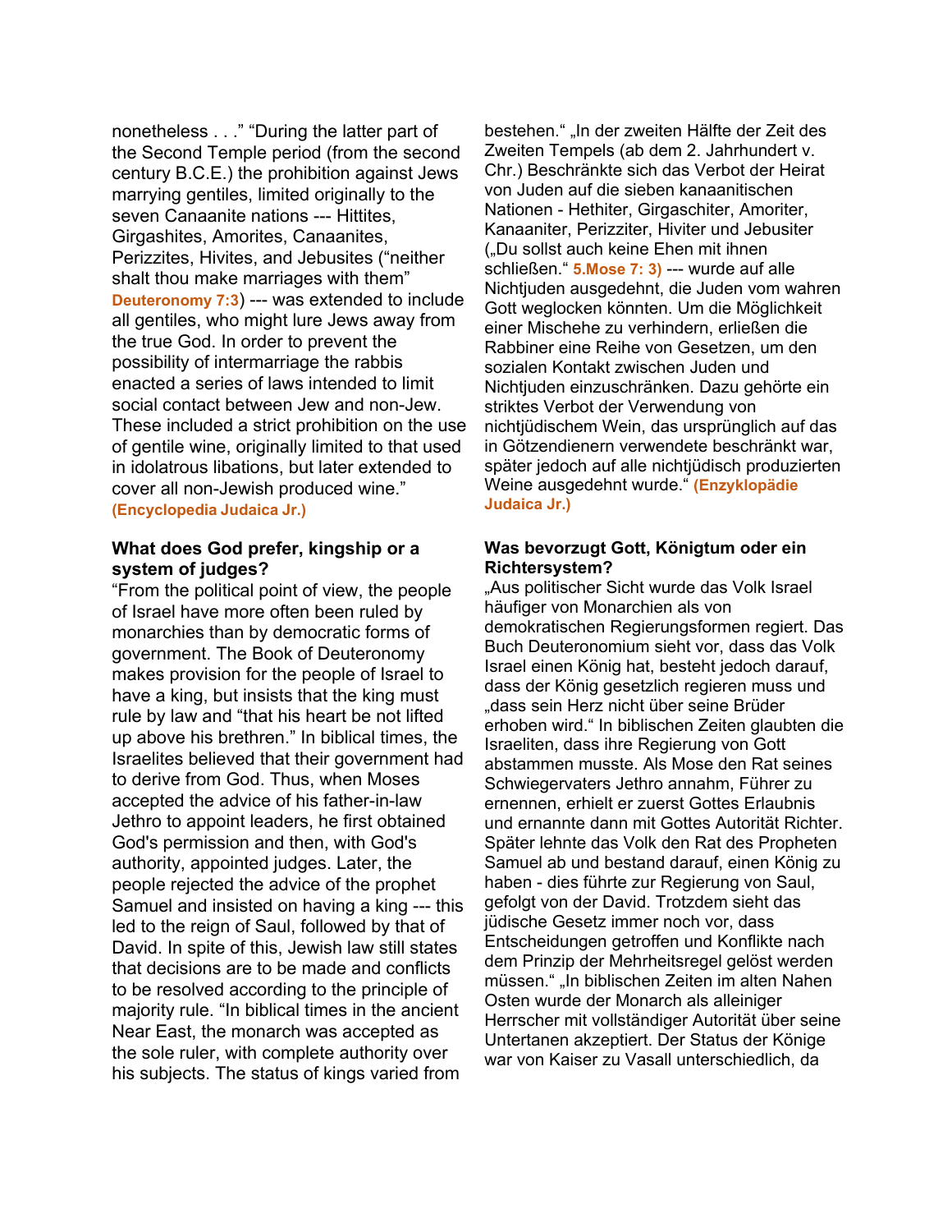nonetheless . . ." "During the latter part of the Second Temple period (from the second century B.C.E.) the prohibition against Jews marrying gentiles, limited originally to the seven Canaanite nations --- Hittites, Girgashites, Amorites, Canaanites, Perizzites, Hivites, and Jebusites ("neither shalt thou make marriages with them" **Deuteronomy 7:3**) --- was extended to include all gentiles, who might lure Jews away from the true God. In order to prevent the possibility of intermarriage the rabbis enacted a series of laws intended to limit social contact between Jew and non-Jew. These included a strict prohibition on the use of gentile wine, originally limited to that used in idolatrous libations, but later extended to cover all non-Jewish produced wine." **(Encyclopedia Judaica Jr.)**

**What does God prefer, kingship or a system of judges?**

"From the political point of view, the people of Israel have more often been ruled by monarchies than by democratic forms of government. The Book of Deuteronomy makes provision for the people of Israel to have a king, but insists that the king must rule by law and "that his heart be not lifted up above his brethren." In biblical times, the Israelites believed that their government had to derive from God. Thus, when Moses accepted the advice of his father-in-law Jethro to appoint leaders, he first obtained God's permission and then, with God's authority, appointed judges. Later, the people rejected the advice of the prophet Samuel and insisted on having a king --- this led to the reign of Saul, followed by that of David. In spite of this, Jewish law still states that decisions are to be made and conflicts to be resolved according to the principle of majority rule. "In biblical times in the ancient Near East, the monarch was accepted as the sole ruler, with complete authority over his subjects. The status of kings varied from

bestehen." „In der zweiten Hälfte der Zeit des Zweiten Tempels (ab dem 2. Jahrhundert v. Chr.) Beschränkte sich das Verbot der Heirat von Juden auf die sieben kanaanitischen Nationen - Hethiter, Girgaschiter, Amoriter, Kanaaniter, Perizziter, Hiviter und Jebusiter („Du sollst auch keine Ehen mit ihnen schließen." **5.Mose 7: 3)** --- wurde auf alle Nichtjuden ausgedehnt, die Juden vom wahren Gott weglocken könnten. Um die Möglichkeit einer Mischehe zu verhindern, erließen die Rabbiner eine Reihe von Gesetzen, um den sozialen Kontakt zwischen Juden und Nichtjuden einzuschränken. Dazu gehörte ein striktes Verbot der Verwendung von nichtjüdischem Wein, das ursprünglich auf das in Götzendienern verwendete beschränkt war, später jedoch auf alle nichtjüdisch produzierten Weine ausgedehnt wurde." **(Enzyklopädie Judaica Jr.)**

**Was bevorzugt Gott, Königtum oder ein Richtersystem?**

„Aus politischer Sicht wurde das Volk Israel häufiger von Monarchien als von demokratischen Regierungsformen regiert. Das Buch Deuteronomium sieht vor, dass das Volk Israel einen König hat, besteht jedoch darauf, dass der König gesetzlich regieren muss und „dass sein Herz nicht über seine Brüder erhoben wird." In biblischen Zeiten glaubten die Israeliten, dass ihre Regierung von Gott abstammen musste. Als Mose den Rat seines Schwiegervaters Jethro annahm, Führer zu ernennen, erhielt er zuerst Gottes Erlaubnis und ernannte dann mit Gottes Autorität Richter. Später lehnte das Volk den Rat des Propheten Samuel ab und bestand darauf, einen König zu haben - dies führte zur Regierung von Saul, gefolgt von der David. Trotzdem sieht das jüdische Gesetz immer noch vor, dass Entscheidungen getroffen und Konflikte nach dem Prinzip der Mehrheitsregel gelöst werden müssen." „In biblischen Zeiten im alten Nahen Osten wurde der Monarch als alleiniger Herrscher mit vollständiger Autorität über seine Untertanen akzeptiert. Der Status der Könige war von Kaiser zu Vasall unterschiedlich, da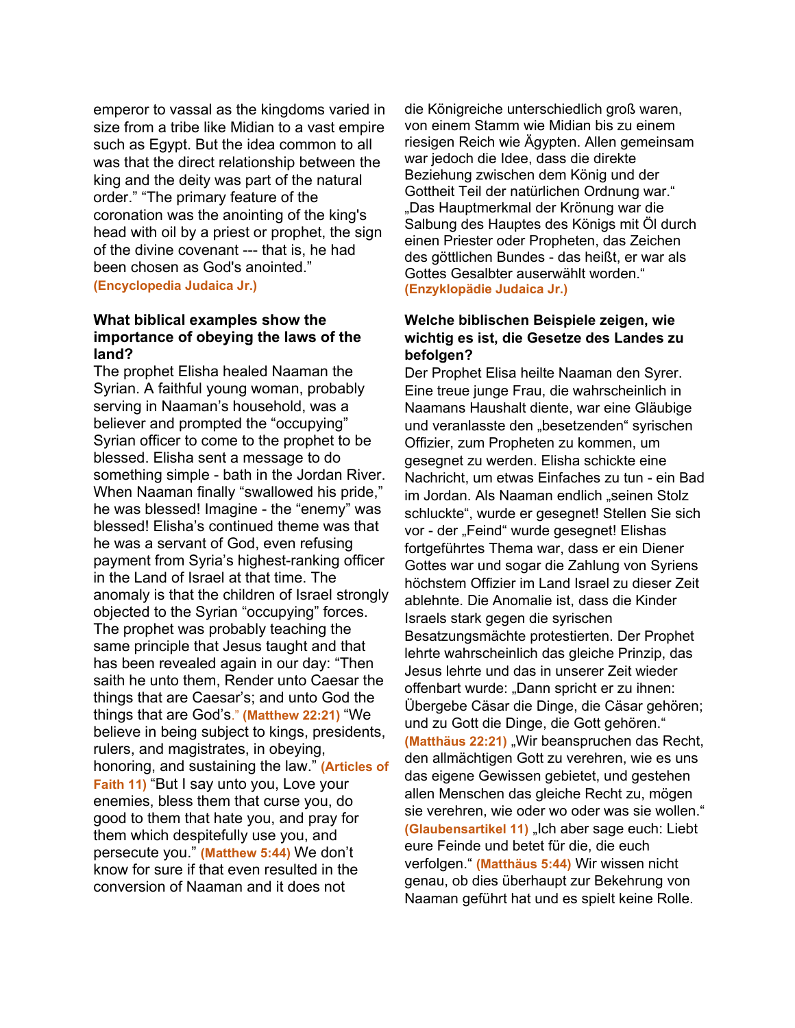emperor to vassal as the kingdoms varied in size from a tribe like Midian to a vast empire such as Egypt. But the idea common to all was that the direct relationship between the king and the deity was part of the natural order." "The primary feature of the coronation was the anointing of the king's head with oil by a priest or prophet, the sign of the divine covenant --- that is, he had been chosen as God's anointed." **(Encyclopedia Judaica Jr.)**

**What biblical examples show the importance of obeying the laws of the land?**

The prophet Elisha healed Naaman the Syrian. A faithful young woman, probably serving in Naaman's household, was a believer and prompted the "occupying" Syrian officer to come to the prophet to be blessed. Elisha sent a message to do something simple - bath in the Jordan River. When Naaman finally "swallowed his pride," he was blessed! Imagine - the "enemy" was blessed! Elisha's continued theme was that he was a servant of God, even refusing payment from Syria's highest-ranking officer in the Land of Israel at that time. The anomaly is that the children of Israel strongly objected to the Syrian "occupying" forces. The prophet was probably teaching the same principle that Jesus taught and that has been revealed again in our day: "Then saith he unto them, Render unto Caesar the things that are Caesar's; and unto God the things that are God's." **(Matthew 22:21)** "We believe in being subject to kings, presidents, rulers, and magistrates, in obeying, honoring, and sustaining the law." **(Articles of Faith 11)** "But I say unto you, Love your enemies, bless them that curse you, do good to them that hate you, and pray for them which despitefully use you, and persecute you." **(Matthew 5:44)** We don't know for sure if that even resulted in the conversion of Naaman and it does not

die Königreiche unterschiedlich groß waren, von einem Stamm wie Midian bis zu einem riesigen Reich wie Ägypten. Allen gemeinsam war jedoch die Idee, dass die direkte Beziehung zwischen dem König und der Gottheit Teil der natürlichen Ordnung war." „Das Hauptmerkmal der Krönung war die Salbung des Hauptes des Königs mit Öl durch einen Priester oder Propheten, das Zeichen des göttlichen Bundes - das heißt, er war als Gottes Gesalbter auserwählt worden." **(Enzyklopädie Judaica Jr.)**

**Welche biblischen Beispiele zeigen, wie wichtig es ist, die Gesetze des Landes zu befolgen?**

Der Prophet Elisa heilte Naaman den Syrer. Eine treue junge Frau, die wahrscheinlich in Naamans Haushalt diente, war eine Gläubige und veranlasste den „besetzenden" syrischen Offizier, zum Propheten zu kommen, um gesegnet zu werden. Elisha schickte eine Nachricht, um etwas Einfaches zu tun - ein Bad im Jordan. Als Naaman endlich „seinen Stolz schluckte", wurde er gesegnet! Stellen Sie sich vor - der „Feind" wurde gesegnet! Elishas fortgeführtes Thema war, dass er ein Diener Gottes war und sogar die Zahlung von Syriens höchstem Offizier im Land Israel zu dieser Zeit ablehnte. Die Anomalie ist, dass die Kinder Israels stark gegen die syrischen Besatzungsmächte protestierten. Der Prophet lehrte wahrscheinlich das gleiche Prinzip, das Jesus lehrte und das in unserer Zeit wieder offenbart wurde: „Dann spricht er zu ihnen: Übergebe Cäsar die Dinge, die Cäsar gehören; und zu Gott die Dinge, die Gott gehören." **(Matthäus 22:21)** „Wir beanspruchen das Recht, den allmächtigen Gott zu verehren, wie es uns das eigene Gewissen gebietet, und gestehen allen Menschen das gleiche Recht zu, mögen sie verehren, wie oder wo oder was sie wollen." **(Glaubensartikel 11)** „Ich aber sage euch: Liebt eure Feinde und betet für die, die euch verfolgen." **(Matthäus 5:44)** Wir wissen nicht genau, ob dies überhaupt zur Bekehrung von Naaman geführt hat und es spielt keine Rolle.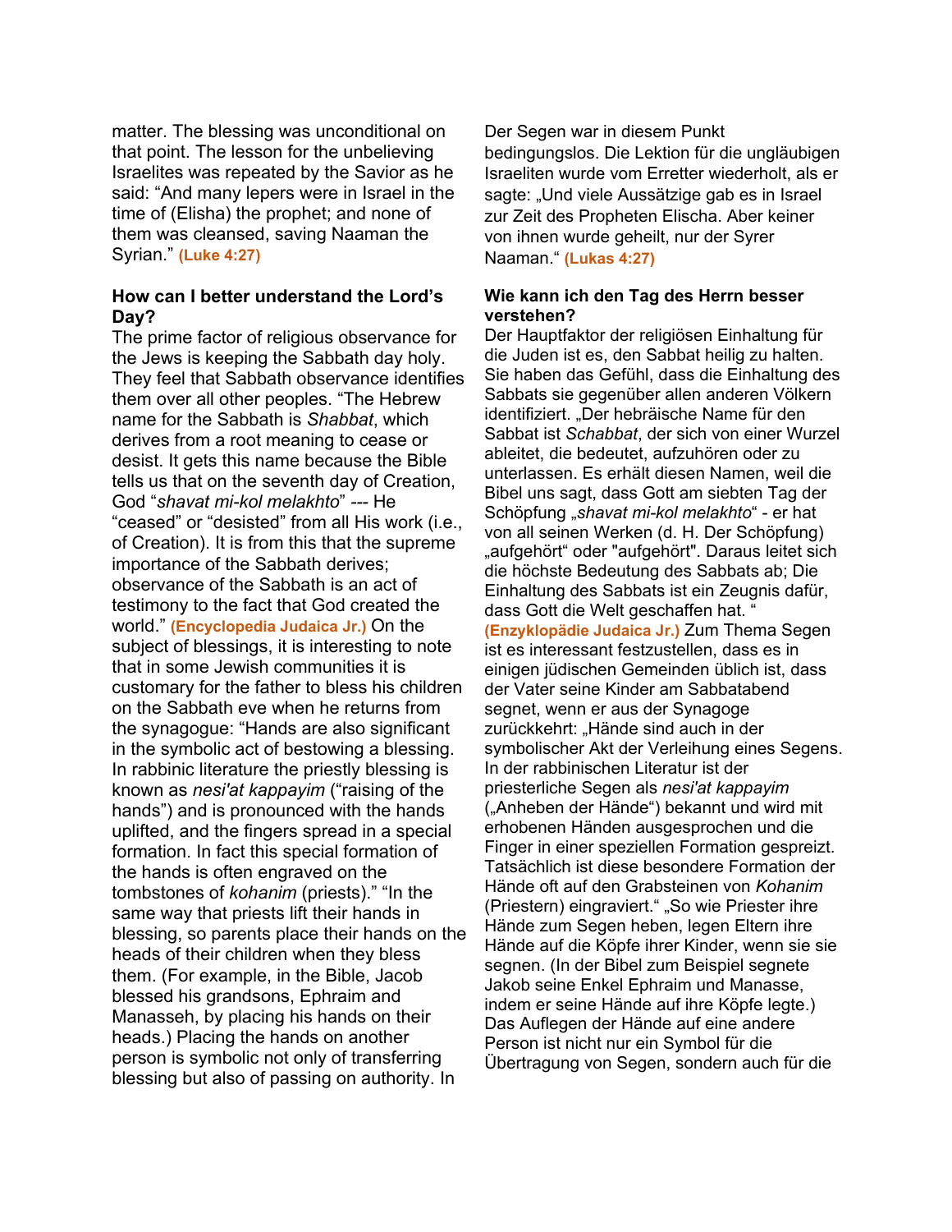matter. The blessing was unconditional on that point. The lesson for the unbelieving Israelites was repeated by the Savior as he said: "And many lepers were in Israel in the time of (Elisha) the prophet; and none of them was cleansed, saving Naaman the Syrian." **(Luke 4:27)**

**How can I better understand the Lord's Day?**

The prime factor of religious observance for the Jews is keeping the Sabbath day holy. They feel that Sabbath observance identifies them over all other peoples. "The Hebrew name for the Sabbath is *Shabbat*, which derives from a root meaning to cease or desist. It gets this name because the Bible tells us that on the seventh day of Creation, God "*shavat mi-kol melakhto*" --- He "ceased" or "desisted" from all His work (i.e., of Creation). It is from this that the supreme importance of the Sabbath derives; observance of the Sabbath is an act of testimony to the fact that God created the world." **(Encyclopedia Judaica Jr.)** On the subject of blessings, it is interesting to note that in some Jewish communities it is customary for the father to bless his children on the Sabbath eve when he returns from the synagogue: "Hands are also significant in the symbolic act of bestowing a blessing. In rabbinic literature the priestly blessing is known as *nesi'at kappayim* ("raising of the hands") and is pronounced with the hands uplifted, and the fingers spread in a special formation. In fact this special formation of the hands is often engraved on the tombstones of *kohanim* (priests)." "In the same way that priests lift their hands in blessing, so parents place their hands on the heads of their children when they bless them. (For example, in the Bible, Jacob blessed his grandsons, Ephraim and Manasseh, by placing his hands on their heads.) Placing the hands on another person is symbolic not only of transferring blessing but also of passing on authority. In

Der Segen war in diesem Punkt bedingungslos. Die Lektion für die ungläubigen Israeliten wurde vom Erretter wiederholt, als er sagte: „Und viele Aussätzige gab es in Israel zur Zeit des Propheten Elischa. Aber keiner von ihnen wurde geheilt, nur der Syrer Naaman." **(Lukas 4:27)**

**Wie kann ich den Tag des Herrn besser verstehen?**

Der Hauptfaktor der religiösen Einhaltung für die Juden ist es, den Sabbat heilig zu halten. Sie haben das Gefühl, dass die Einhaltung des Sabbats sie gegenüber allen anderen Völkern identifiziert. „Der hebräische Name für den Sabbat ist *Schabbat*, der sich von einer Wurzel ableitet, die bedeutet, aufzuhören oder zu unterlassen. Es erhält diesen Namen, weil die Bibel uns sagt, dass Gott am siebten Tag der Schöpfung „*shavat mi-kol melakhto*" - er hat von all seinen Werken (d. H. Der Schöpfung) „aufgehört" oder "aufgehört". Daraus leitet sich die höchste Bedeutung des Sabbats ab; Die Einhaltung des Sabbats ist ein Zeugnis dafür, dass Gott die Welt geschaffen hat. " **(Enzyklopädie Judaica Jr.)** Zum Thema Segen ist es interessant festzustellen, dass es in einigen jüdischen Gemeinden üblich ist, dass der Vater seine Kinder am Sabbatabend segnet, wenn er aus der Synagoge zurückkehrt: „Hände sind auch in der symbolischer Akt der Verleihung eines Segens. In der rabbinischen Literatur ist der priesterliche Segen als *nesi'at kappayim* („Anheben der Hände") bekannt und wird mit erhobenen Händen ausgesprochen und die Finger in einer speziellen Formation gespreizt. Tatsächlich ist diese besondere Formation der Hände oft auf den Grabsteinen von *Kohanim* (Priestern) eingraviert." „So wie Priester ihre Hände zum Segen heben, legen Eltern ihre Hände auf die Köpfe ihrer Kinder, wenn sie sie segnen. (In der Bibel zum Beispiel segnete Jakob seine Enkel Ephraim und Manasse, indem er seine Hände auf ihre Köpfe legte.) Das Auflegen der Hände auf eine andere Person ist nicht nur ein Symbol für die Übertragung von Segen, sondern auch für die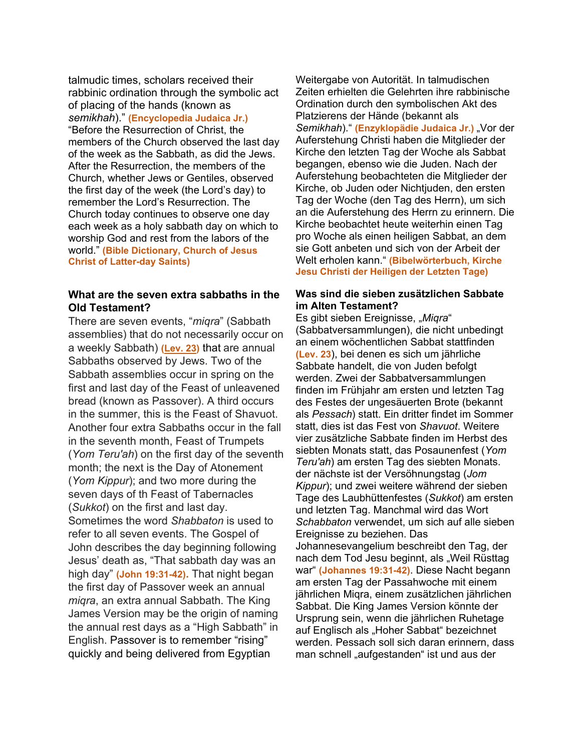talmudic times, scholars received their rabbinic ordination through the symbolic act of placing of the hands (known as *semikhah*)." **(Encyclopedia Judaica Jr.)** "Before the Resurrection of Christ, the members of the Church observed the last day of the week as the Sabbath, as did the Jews. After the Resurrection, the members of the Church, whether Jews or Gentiles, observed the first day of the week (the Lord's day) to remember the Lord's Resurrection. The Church today continues to observe one day each week as a holy sabbath day on which to worship God and rest from the labors of the world." **(Bible Dictionary, Church of Jesus Christ of Latter-day Saints)**

**What are the seven extra sabbaths in the Old Testament?**

There are seven events, "*miqra*" (Sabbath assemblies) that do not necessarily occur on a weekly Sabbath) **(Lev. 23)** that are annual Sabbaths observed by Jews. Two of the Sabbath assemblies occur in spring on the first and last day of the Feast of unleavened bread (known as Passover). A third occurs in the summer, this is the Feast of Shavuot. Another four extra Sabbaths occur in the fall in the seventh month, Feast of Trumpets (*Yom Teru'ah*) on the first day of the seventh month; the next is the Day of Atonement (*Yom Kippur*); and two more during the seven days of th Feast of Tabernacles (*Sukkot*) on the first and last day. Sometimes the word *Shabbaton* is used to refer to all seven events. The Gospel of John describes the day beginning following Jesus' death as, "That sabbath day was an high day" **(John 19:31-42).** That night began the first day of Passover week an annual *miqra*, an extra annual Sabbath. The King James Version may be the origin of naming the annual rest days as a "High Sabbath" in English. Passover is to remember "rising" quickly and being delivered from Egyptian

Weitergabe von Autorität. In talmudischen Zeiten erhielten die Gelehrten ihre rabbinische Ordination durch den symbolischen Akt des Platzierens der Hände (bekannt als *Semikhah*)." **(Enzyklopädie Judaica Jr.)** „Vor der Auferstehung Christi haben die Mitglieder der Kirche den letzten Tag der Woche als Sabbat begangen, ebenso wie die Juden. Nach der Auferstehung beobachteten die Mitglieder der Kirche, ob Juden oder Nichtjuden, den ersten Tag der Woche (den Tag des Herrn), um sich an die Auferstehung des Herrn zu erinnern. Die Kirche beobachtet heute weiterhin einen Tag pro Woche als einen heiligen Sabbat, an dem sie Gott anbeten und sich von der Arbeit der Welt erholen kann." **(Bibelwörterbuch, Kirche Jesu Christi der Heiligen der Letzten Tage)**

**Was sind die sieben zusätzlichen Sabbate im Alten Testament?**

Es gibt sieben Ereignisse, „*Miqra*" (Sabbatversammlungen), die nicht unbedingt an einem wöchentlichen Sabbat stattfinden **(Lev. 23)**, bei denen es sich um jährliche Sabbate handelt, die von Juden befolgt werden. Zwei der Sabbatversammlungen finden im Frühjahr am ersten und letzten Tag des Festes der ungesäuerten Brote (bekannt als *Pessach*) statt. Ein dritter findet im Sommer statt, dies ist das Fest von *Shavuot*. Weitere vier zusätzliche Sabbate finden im Herbst des siebten Monats statt, das Posaunenfest (*Yom Teru'ah*) am ersten Tag des siebten Monats. der nächste ist der Versöhnungstag (*Jom Kippur*); und zwei weitere während der sieben Tage des Laubhüttenfestes (*Sukkot*) am ersten und letzten Tag. Manchmal wird das Wort *Schabbaton* verwendet, um sich auf alle sieben Ereignisse zu beziehen. Das Johannesevangelium beschreibt den Tag, der nach dem Tod Jesu beginnt, als „Weil Rüsttag war" **(Johannes 19:31-42)**. Diese Nacht begann am ersten Tag der Passahwoche mit einem jährlichen Miqra, einem zusätzlichen jährlichen Sabbat. Die King James Version könnte der Ursprung sein, wenn die jährlichen Ruhetage auf Englisch als „Hoher Sabbat" bezeichnet werden. Pessach soll sich daran erinnern, dass man schnell „aufgestanden" ist und aus der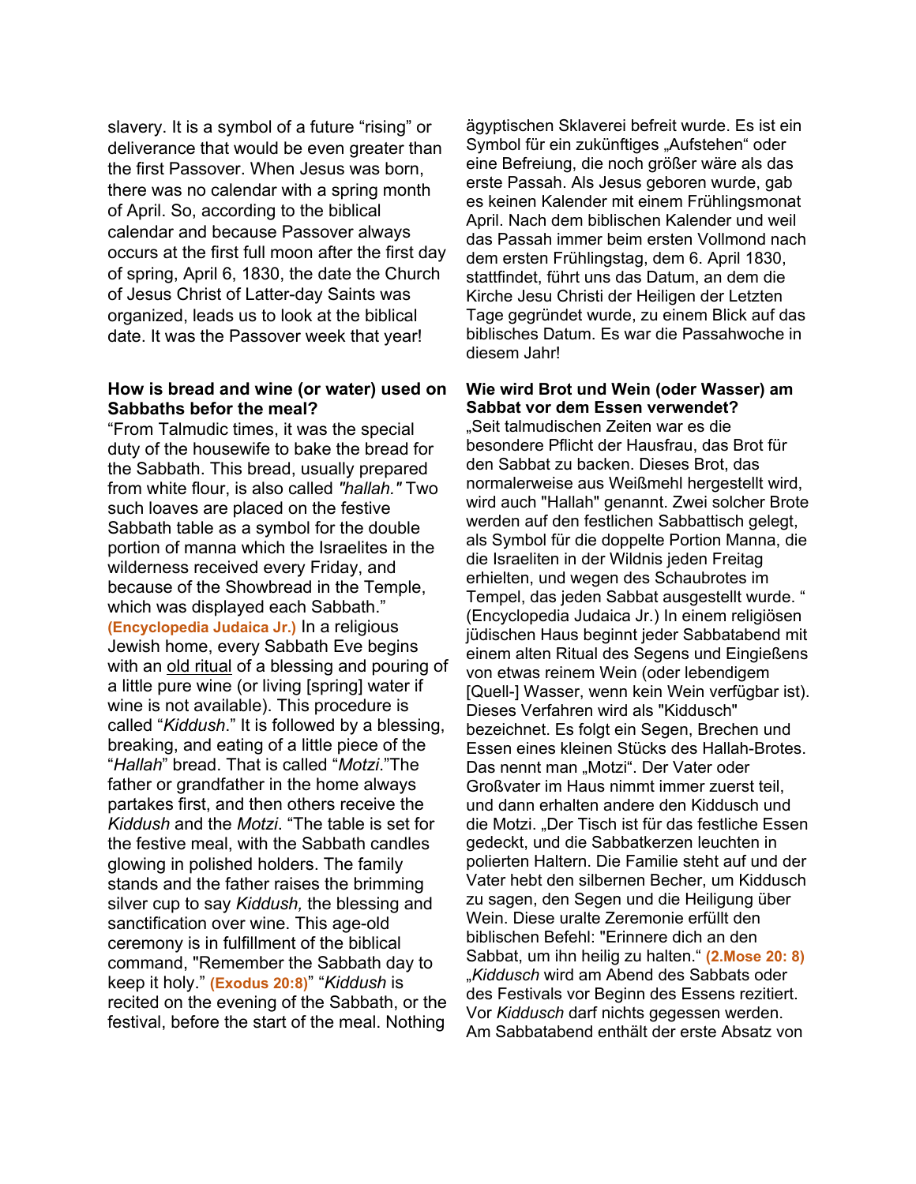slavery. It is a symbol of a future “rising” or deliverance that would be even greater than the first Passover. When Jesus was born, there was no calendar with a spring month of April. So, according to the biblical calendar and because Passover always occurs at the first full moon after the first day of spring, April 6, 1830, the date the Church of Jesus Christ of Latter-day Saints was organized, leads us to look at the biblical date. It was the Passover week that year!

**How is bread and wine (or water) used on Sabbaths befor the meal?**

“From Talmudic times, it was the special duty of the housewife to bake the bread for the Sabbath. This bread, usually prepared from white flour, is also called *"hallah."* Two such loaves are placed on the festive Sabbath table as a symbol for the double portion of manna which the Israelites in the wilderness received every Friday, and because of the Showbread in the Temple, which was displayed each Sabbath.” **(Encyclopedia Judaica Jr.)** In a religious Jewish home, every Sabbath Eve begins with an old ritual of a blessing and pouring of a little pure wine (or living [spring] water if wine is not available). This procedure is called “*Kiddush*.” It is followed by a blessing, breaking, and eating of a little piece of the “*Hallah*” bread. That is called “*Motzi*.”The father or grandfather in the home always partakes first, and then others receive the *Kiddush* and the *Motzi*. “The table is set for the festive meal, with the Sabbath candles glowing in polished holders. The family stands and the father raises the brimming silver cup to say *Kiddush,* the blessing and sanctification over wine. This age-old ceremony is in fulfillment of the biblical command, "Remember the Sabbath day to keep it holy.” **(Exodus 20:8)**” “*Kiddush* is recited on the evening of the Sabbath, or the festival, before the start of the meal. Nothing

ägyptischen Sklaverei befreit wurde. Es ist ein Symbol für ein zukünftiges „Aufstehen“ oder eine Befreiung, die noch größer wäre als das erste Passah. Als Jesus geboren wurde, gab es keinen Kalender mit einem Frühlingsmonat April. Nach dem biblischen Kalender und weil das Passah immer beim ersten Vollmond nach dem ersten Frühlingstag, dem 6. April 1830, stattfindet, führt uns das Datum, an dem die Kirche Jesu Christi der Heiligen der Letzten Tage gegründet wurde, zu einem Blick auf das biblisches Datum. Es war die Passahwoche in diesem Jahr!

**Wie wird Brot und Wein (oder Wasser) am Sabbat vor dem Essen verwendet?**

„Seit talmudischen Zeiten war es die besondere Pflicht der Hausfrau, das Brot für den Sabbat zu backen. Dieses Brot, das normalerweise aus Weißmehl hergestellt wird, wird auch "Hallah" genannt. Zwei solcher Brote werden auf den festlichen Sabbattisch gelegt, als Symbol für die doppelte Portion Manna, die die Israeliten in der Wildnis jeden Freitag erhielten, und wegen des Schaubrotes im Tempel, das jeden Sabbat ausgestellt wurde. “ (Encyclopedia Judaica Jr.) In einem religiösen jüdischen Haus beginnt jeder Sabbatabend mit einem alten Ritual des Segens und Eingießens von etwas reinem Wein (oder lebendigem [Quell-] Wasser, wenn kein Wein verfügbar ist). Dieses Verfahren wird als "Kiddusch" bezeichnet. Es folgt ein Segen, Brechen und Essen eines kleinen Stücks des Hallah-Brotes. Das nennt man „Motzi“. Der Vater oder Großvater im Haus nimmt immer zuerst teil, und dann erhalten andere den Kiddusch und die Motzi. „Der Tisch ist für das festliche Essen gedeckt, und die Sabbatkerzen leuchten in polierten Haltern. Die Familie steht auf und der Vater hebt den silbernen Becher, um Kiddusch zu sagen, den Segen und die Heiligung über Wein. Diese uralte Zeremonie erfüllt den biblischen Befehl: "Erinnere dich an den Sabbat, um ihn heilig zu halten.“ **(2.Mose 20: 8)** „*Kiddusch* wird am Abend des Sabbats oder des Festivals vor Beginn des Essens rezitiert. Vor *Kiddusch* darf nichts gegessen werden. Am Sabbatabend enthält der erste Absatz von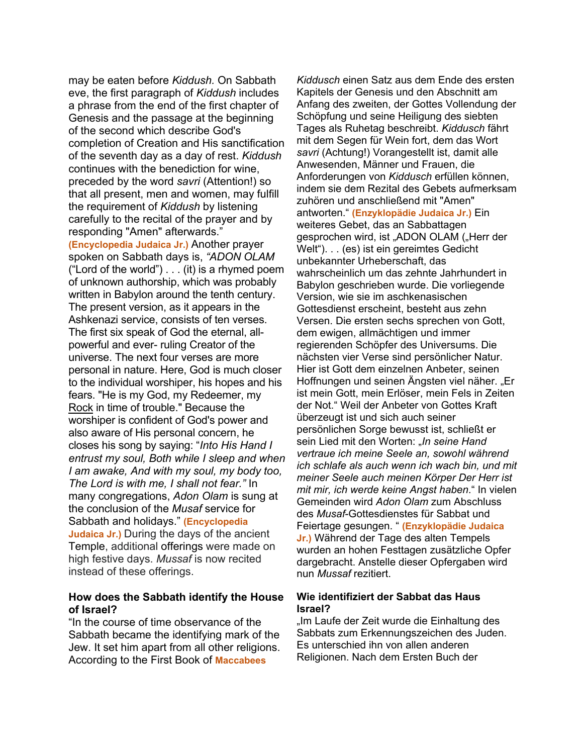may be eaten before *Kiddush.* On Sabbath eve, the first paragraph of *Kiddush* includes a phrase from the end of the first chapter of Genesis and the passage at the beginning of the second which describe God's completion of Creation and His sanctification of the seventh day as a day of rest. *Kiddush* continues with the benediction for wine, preceded by the word *savri* (Attention!) so that all present, men and women, may fulfill the requirement of *Kiddush* by listening carefully to the recital of the prayer and by responding "Amen" afterwards." **(Encyclopedia Judaica Jr.)** Another prayer spoken on Sabbath days is, *"ADON OLAM* ("Lord of the world") . . . (it) is a rhymed poem of unknown authorship, which was probably written in Babylon around the tenth century. The present version, as it appears in the Ashkenazi service, consists of ten verses. The first six speak of God the eternal, all-powerful and ever- ruling Creator of the universe. The next four verses are more personal in nature. Here, God is much closer to the individual worshiper, his hopes and his fears. "He is my God, my Redeemer, my Rock in time of trouble." Because the worshiper is confident of God's power and also aware of His personal concern, he closes his song by saying: "*Into His Hand I entrust my soul, Both while I sleep and when I am awake, And with my soul, my body too, The Lord is with me, I shall not fear."* In many congregations, *Adon Olam* is sung at the conclusion of the *Musaf* service for Sabbath and holidays." **(Encyclopedia Judaica Jr.)** During the days of the ancient Temple, additional offerings were made on high festive days. *Mussaf* is now recited instead of these offerings.

### How does the Sabbath identify the House of Israel?

"In the course of time observance of the Sabbath became the identifying mark of the Jew. It set him apart from all other religions. According to the First Book of **Maccabees**

*Kiddusch* einen Satz aus dem Ende des ersten Kapitels der Genesis und den Abschnitt am Anfang des zweiten, der Gottes Vollendung der Schöpfung und seine Heiligung des siebten Tages als Ruhetag beschreibt. *Kiddusch* fährt mit dem Segen für Wein fort, dem das Wort *savri* (Achtung!) Vorangestellt ist, damit alle Anwesenden, Männer und Frauen, die Anforderungen von *Kiddusch* erfüllen können, indem sie dem Rezital des Gebets aufmerksam zuhören und anschließend mit "Amen" antworten." **(Enzyklopädie Judaica Jr.)** Ein weiteres Gebet, das an Sabbattagen gesprochen wird, ist „ADON OLAM („Herr der Welt"). . . (es) ist ein gereimtes Gedicht unbekannter Urheberschaft, das wahrscheinlich um das zehnte Jahrhundert in Babylon geschrieben wurde. Die vorliegende Version, wie sie im aschkenasischen Gottesdienst erscheint, besteht aus zehn Versen. Die ersten sechs sprechen von Gott, dem ewigen, allmächtigen und immer regierenden Schöpfer des Universums. Die nächsten vier Verse sind persönlicher Natur. Hier ist Gott dem einzelnen Anbeter, seinen Hoffnungen und seinen Ängsten viel näher. „Er ist mein Gott, mein Erlöser, mein Fels in Zeiten der Not." Weil der Anbeter von Gottes Kraft überzeugt ist und sich auch seiner persönlichen Sorge bewusst ist, schließt er sein Lied mit den Worten: „*In seine Hand vertraue ich meine Seele an, sowohl während ich schlafe als auch wenn ich wach bin, und mit meiner Seele auch meinen Körper Der Herr ist mit mir, ich werde keine Angst haben*." In vielen Gemeinden wird *Adon Olam* zum Abschluss des *Musaf*-Gottesdienstes für Sabbat und Feiertage gesungen. " **(Enzyklopädie Judaica Jr.)** Während der Tage des alten Tempels wurden an hohen Festtagen zusätzliche Opfer dargebracht. Anstelle dieser Opfergaben wird nun *Mussaf* rezitiert.

### Wie identifiziert der Sabbat das Haus Israel?

„Im Laufe der Zeit wurde die Einhaltung des Sabbats zum Erkennungszeichen des Juden. Es unterschied ihn von allen anderen Religionen. Nach dem Ersten Buch der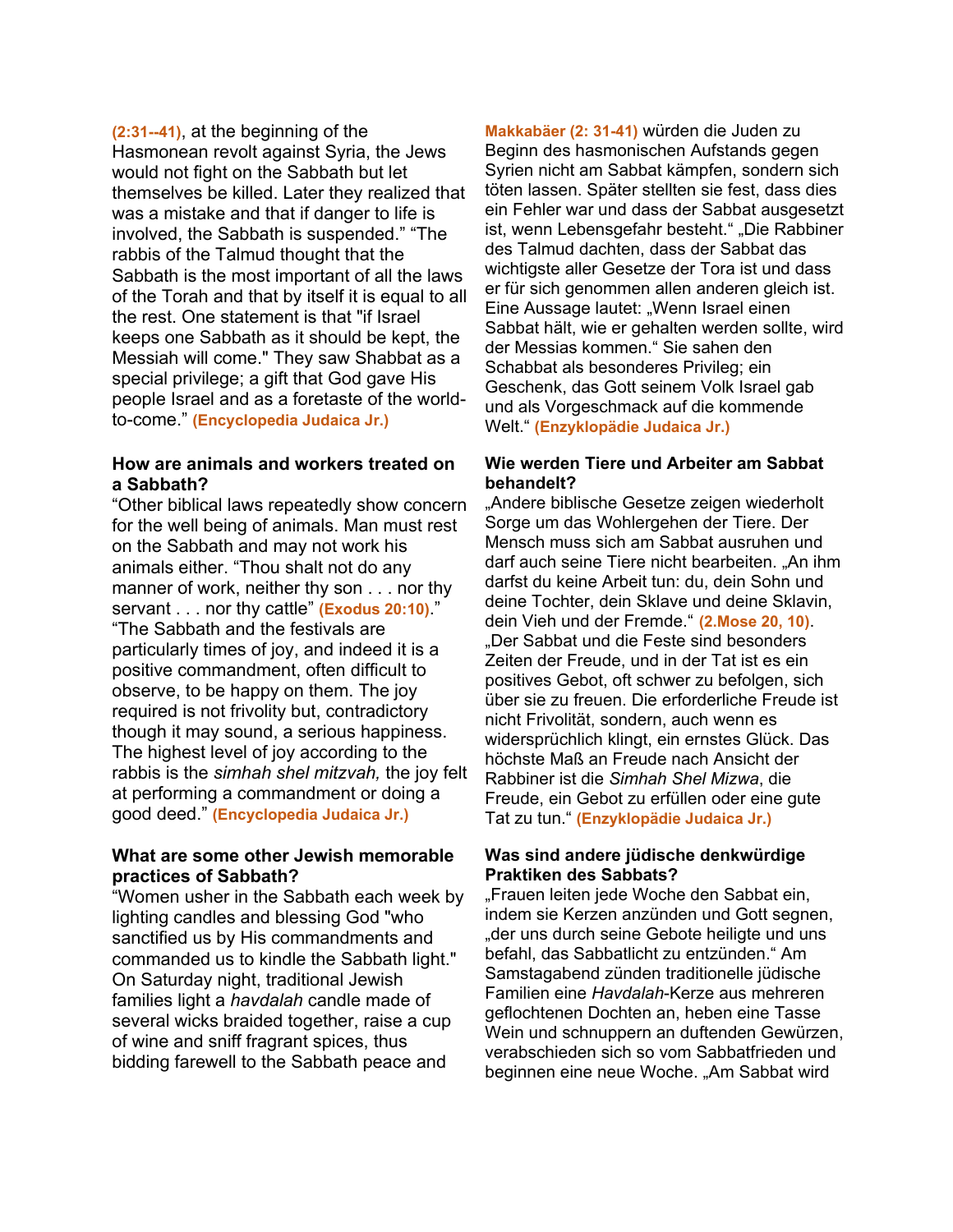**(2:31--41)**, at the beginning of the Hasmonean revolt against Syria, the Jews would not fight on the Sabbath but let themselves be killed. Later they realized that was a mistake and that if danger to life is involved, the Sabbath is suspended." "The rabbis of the Talmud thought that the Sabbath is the most important of all the laws of the Torah and that by itself it is equal to all the rest. One statement is that "if Israel keeps one Sabbath as it should be kept, the Messiah will come." They saw Shabbat as a special privilege; a gift that God gave His people Israel and as a foretaste of the world-to-come." **(Encyclopedia Judaica Jr.)**

### How are animals and workers treated on a Sabbath?

"Other biblical laws repeatedly show concern for the well being of animals. Man must rest on the Sabbath and may not work his animals either. "Thou shalt not do any manner of work, neither thy son . . . nor thy servant . . . nor thy cattle" **(Exodus 20:10)**." "The Sabbath and the festivals are particularly times of joy, and indeed it is a positive commandment, often difficult to observe, to be happy on them. The joy required is not frivolity but, contradictory though it may sound, a serious happiness. The highest level of joy according to the rabbis is the *simhah shel mitzvah,* the joy felt at performing a commandment or doing a good deed." **(Encyclopedia Judaica Jr.)**

### What are some other Jewish memorable practices of Sabbath?

"Women usher in the Sabbath each week by lighting candles and blessing God "who sanctified us by His commandments and commanded us to kindle the Sabbath light." On Saturday night, traditional Jewish families light a *havdalah* candle made of several wicks braided together, raise a cup of wine and sniff fragrant spices, thus bidding farewell to the Sabbath peace and

**Makkabäer (2: 31-41)** würden die Juden zu Beginn des hasmonischen Aufstands gegen Syrien nicht am Sabbat kämpfen, sondern sich töten lassen. Später stellten sie fest, dass dies ein Fehler war und dass der Sabbat ausgesetzt ist, wenn Lebensgefahr besteht." „Die Rabbiner des Talmud dachten, dass der Sabbat das wichtigste aller Gesetze der Tora ist und dass er für sich genommen allen anderen gleich ist. Eine Aussage lautet: „Wenn Israel einen Sabbat hält, wie er gehalten werden sollte, wird der Messias kommen." Sie sahen den Schabbat als besonderes Privileg; ein Geschenk, das Gott seinem Volk Israel gab und als Vorgeschmack auf die kommende Welt." **(Enzyklopädie Judaica Jr.)**

### Wie werden Tiere und Arbeiter am Sabbat behandelt?

„Andere biblische Gesetze zeigen wiederholt Sorge um das Wohlergehen der Tiere. Der Mensch muss sich am Sabbat ausruhen und darf auch seine Tiere nicht bearbeiten. „An ihm darfst du keine Arbeit tun: du, dein Sohn und deine Tochter, dein Sklave und deine Sklavin, dein Vieh und der Fremde." **(2.Mose 20, 10)**. „Der Sabbat und die Feste sind besonders Zeiten der Freude, und in der Tat ist es ein positives Gebot, oft schwer zu befolgen, sich über sie zu freuen. Die erforderliche Freude ist nicht Frivolität, sondern, auch wenn es widersprüchlich klingt, ein ernstes Glück. Das höchste Maß an Freude nach Ansicht der Rabbiner ist die *Simhah Shel Mizwa*, die Freude, ein Gebot zu erfüllen oder eine gute Tat zu tun." **(Enzyklopädie Judaica Jr.)**

### Was sind andere jüdische denkwürdige Praktiken des Sabbats?

„Frauen leiten jede Woche den Sabbat ein, indem sie Kerzen anzünden und Gott segnen, „der uns durch seine Gebote heiligte und uns befahl, das Sabbatlicht zu entzünden." Am Samstagabend zünden traditionelle jüdische Familien eine *Havdalah*-Kerze aus mehreren geflochtenen Dochten an, heben eine Tasse Wein und schnuppern an duftenden Gewürzen, verabschieden sich so vom Sabbatfrieden und beginnen eine neue Woche. „Am Sabbat wird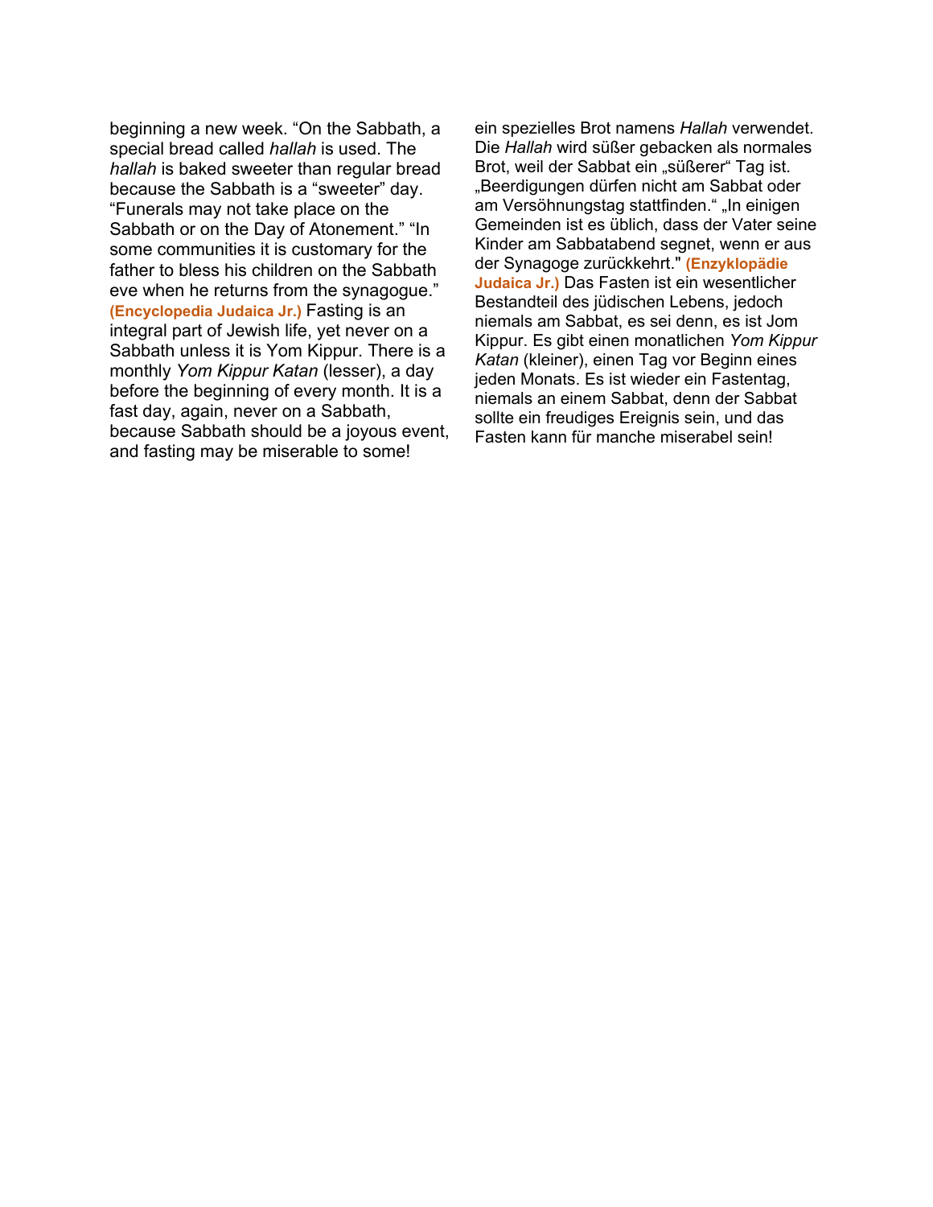beginning a new week. "On the Sabbath, a special bread called *hallah* is used. The *hallah* is baked sweeter than regular bread because the Sabbath is a "sweeter" day. "Funerals may not take place on the Sabbath or on the Day of Atonement." "In some communities it is customary for the father to bless his children on the Sabbath eve when he returns from the synagogue." **(Encyclopedia Judaica Jr.)** Fasting is an integral part of Jewish life, yet never on a Sabbath unless it is Yom Kippur. There is a monthly *Yom Kippur Katan* (lesser), a day before the beginning of every month. It is a fast day, again, never on a Sabbath, because Sabbath should be a joyous event, and fasting may be miserable to some!

ein spezielles Brot namens *Hallah* verwendet. Die *Hallah* wird süßer gebacken als normales Brot, weil der Sabbat ein „süßerer" Tag ist. „Beerdigungen dürfen nicht am Sabbat oder am Versöhnungstag stattfinden." „In einigen Gemeinden ist es üblich, dass der Vater seine Kinder am Sabbatabend segnet, wenn er aus der Synagoge zurückkehrt." **(Enzyklopädie Judaica Jr.)** Das Fasten ist ein wesentlicher Bestandteil des jüdischen Lebens, jedoch niemals am Sabbat, es sei denn, es ist Jom Kippur. Es gibt einen monatlichen *Yom Kippur Katan* (kleiner), einen Tag vor Beginn eines jeden Monats. Es ist wieder ein Fastentag, niemals an einem Sabbat, denn der Sabbat sollte ein freudiges Ereignis sein, und das Fasten kann für manche miserabel sein!